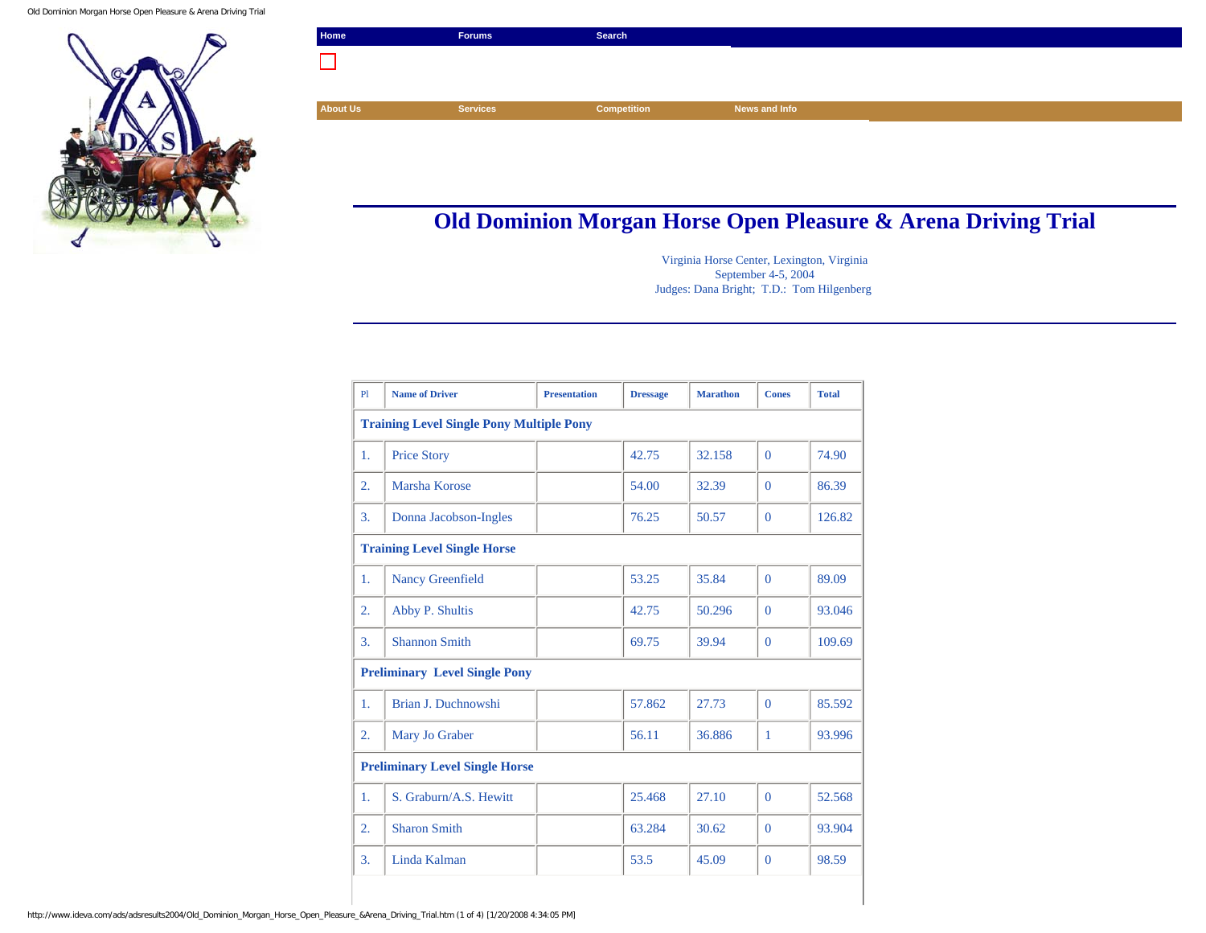Home | Forums | Search

About Us | Services | Competition | News and Info

# Old Dominion Morgan Horse Open Pleasure & Arena Driving Trial

Virginia Horse Center, Lexington, Virginia
September 4-5, 2004
Judges: Dana Bright; T.D.: Tom Hilgenberg

| Pl | Name of Driver | Presentation | Dressage | Marathon | Cones | Total |
|---|---|---|---|---|---|---|
| **Training Level Single Pony Multiple Pony** | | | | | | |
| 1. | Price Story | | 42.75 | 32.158 | 0 | 74.90 |
| 2. | Marsha Korose | | 54.00 | 32.39 | 0 | 86.39 |
| 3. | Donna Jacobson-Ingles | | 76.25 | 50.57 | 0 | 126.82 |
| **Training Level Single Horse** | | | | | | |
| 1. | Nancy Greenfield | | 53.25 | 35.84 | 0 | 89.09 |
| 2. | Abby P. Shultis | | 42.75 | 50.296 | 0 | 93.046 |
| 3. | Shannon Smith | | 69.75 | 39.94 | 0 | 109.69 |
| **Preliminary Level Single Pony** | | | | | | |
| 1. | Brian J. Duchnowshi | | 57.862 | 27.73 | 0 | 85.592 |
| 2. | Mary Jo Graber | | 56.11 | 36.886 | 1 | 93.996 |
| **Preliminary Level Single Horse** | | | | | | |
| 1. | S. Graburn/A.S. Hewitt | | 25.468 | 27.10 | 0 | 52.568 |
| 2. | Sharon Smith | | 63.284 | 30.62 | 0 | 93.904 |
| 3. | Linda Kalman | | 53.5 | 45.09 | 0 | 98.59 |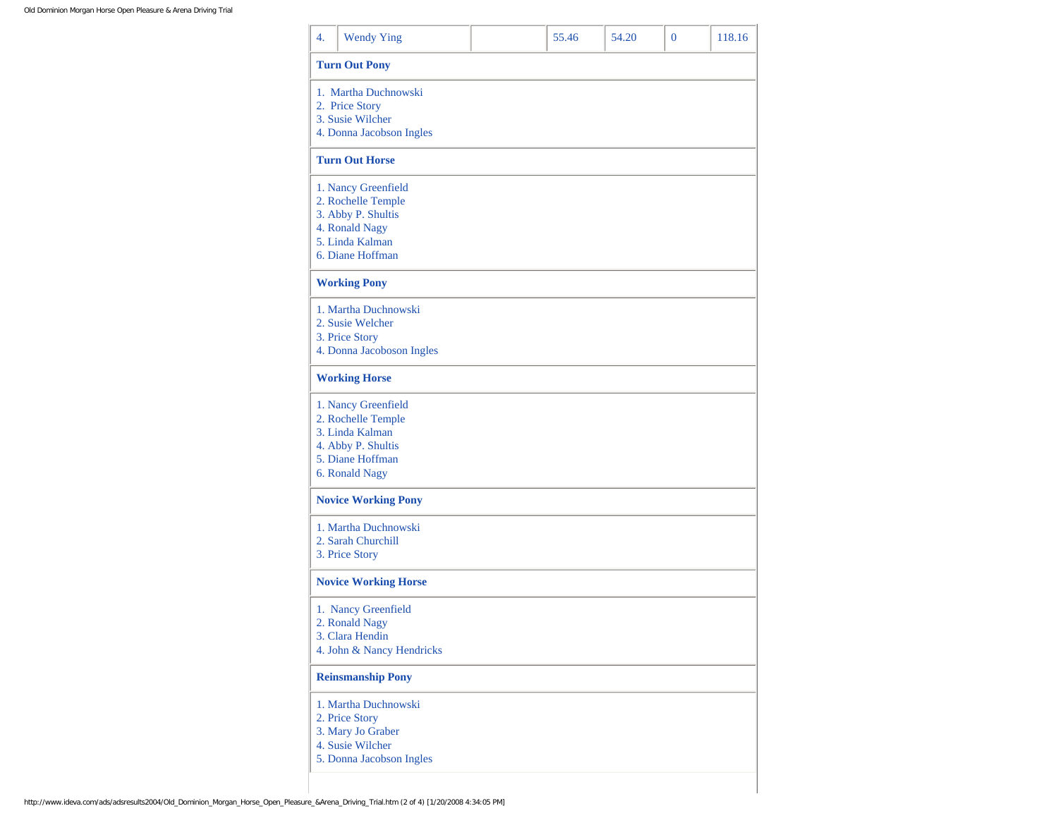| 4. | Wendy Ying | | 55.46 | 54.20 | 0 | 118.16 |
|---|---|---|---|---|---|---|

**Turn Out Pony**

1. Martha Duchnowski
2. Price Story
3. Susie Wilcher
4. Donna Jacobson Ingles

**Turn Out Horse**

1. Nancy Greenfield
2. Rochelle Temple
3. Abby P. Shultis
4. Ronald Nagy
5. Linda Kalman
6. Diane Hoffman

**Working Pony**

1. Martha Duchnowski
2. Susie Welcher
3. Price Story
4. Donna Jacoboson Ingles

**Working Horse**

1. Nancy Greenfield
2. Rochelle Temple
3. Linda Kalman
4. Abby P. Shultis
5. Diane Hoffman
6. Ronald Nagy

**Novice Working Pony**

1. Martha Duchnowski
2. Sarah Churchill
3. Price Story

**Novice Working Horse**

1. Nancy Greenfield
2. Ronald Nagy
3. Clara Hendin
4. John & Nancy Hendricks

**Reinsmanship Pony**

1. Martha Duchnowski
2. Price Story
3. Mary Jo Graber
4. Susie Wilcher
5. Donna Jacobson Ingles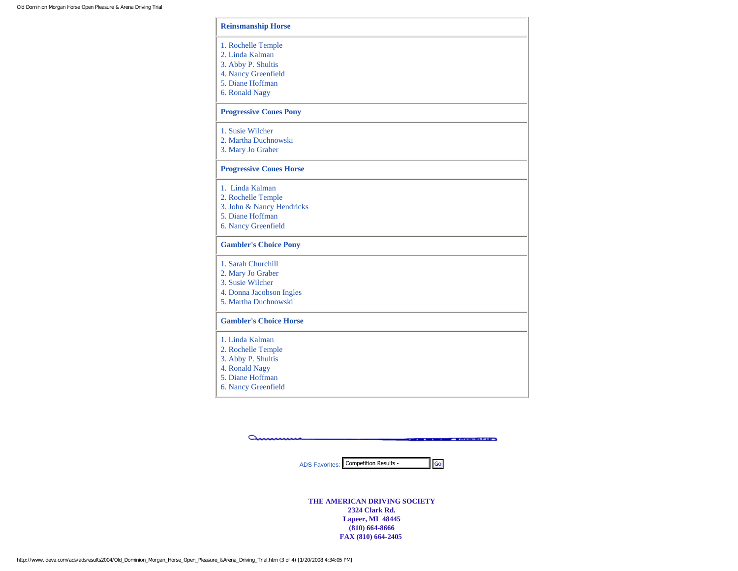### Reinsmanship Horse

1. Rochelle Temple
2. Linda Kalman
3. Abby P. Shultis
4. Nancy Greenfield
5. Diane Hoffman
6. Ronald Nagy

### Progressive Cones Pony

1. Susie Wilcher
2. Martha Duchnowski
3. Mary Jo Graber

### Progressive Cones Horse

1. Linda Kalman
2. Rochelle Temple
3. John & Nancy Hendricks
5. Diane Hoffman
6. Nancy Greenfield

### Gambler's Choice Pony

1. Sarah Churchill
2. Mary Jo Graber
3. Susie Wilcher
4. Donna Jacobson Ingles
5. Martha Duchnowski

### Gambler's Choice Horse

1. Linda Kalman
2. Rochelle Temple
3. Abby P. Shultis
4. Ronald Nagy
5. Diane Hoffman
6. Nancy Greenfield

ADS Favorites: Competition Results - Go

**THE AMERICAN DRIVING SOCIETY**
**2324 Clark Rd.**
**Lapeer, MI 48445**
**(810) 664-8666**
**FAX (810) 664-2405**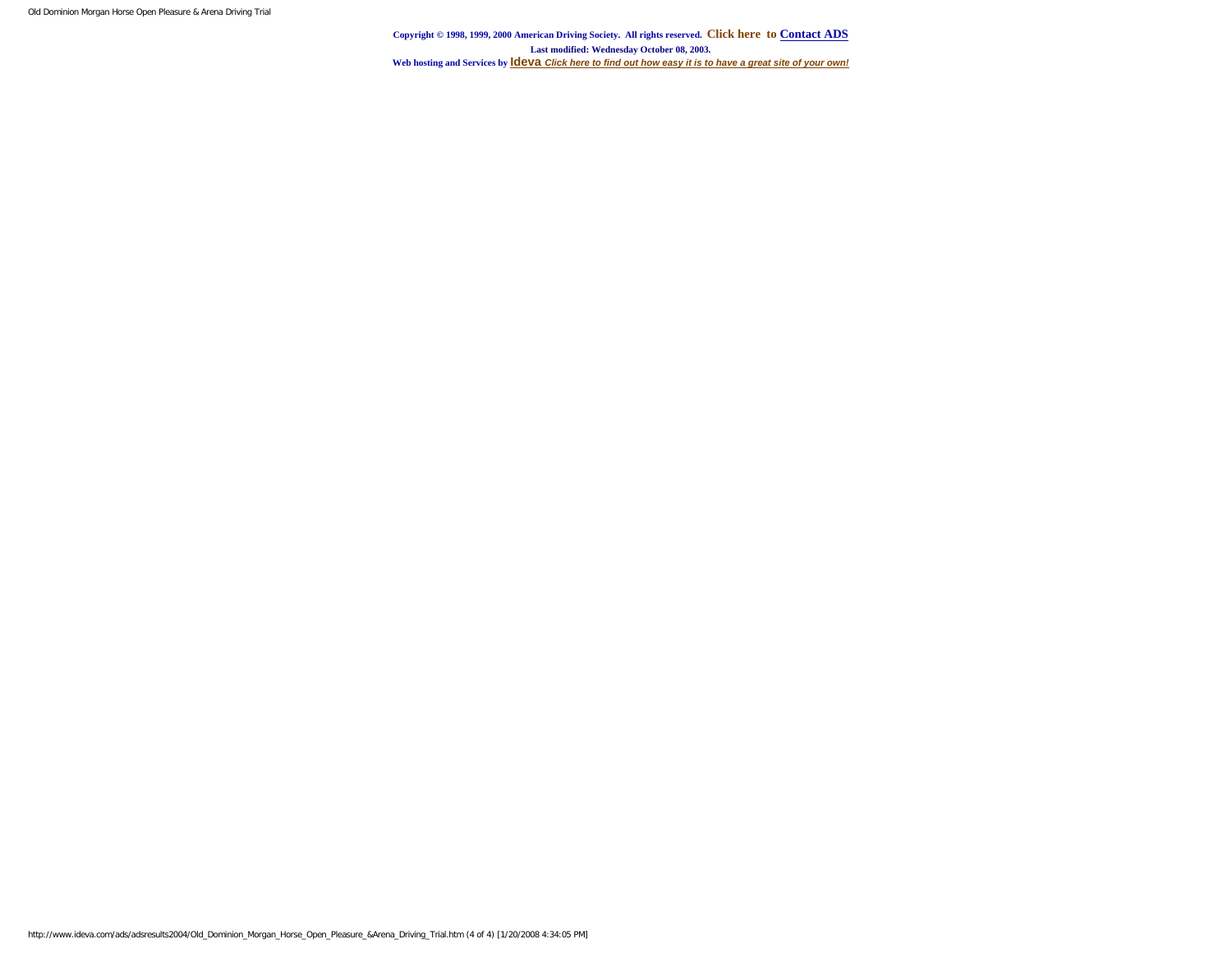**Copyright © 1998, 1999, 2000 American Driving Society. All rights reserved. Click here to Contact ADS**

**Last modified: Wednesday October 08, 2003.**

**Web hosting and Services by Ideva *Click here to find out how easy it is to have a great site of your own!***